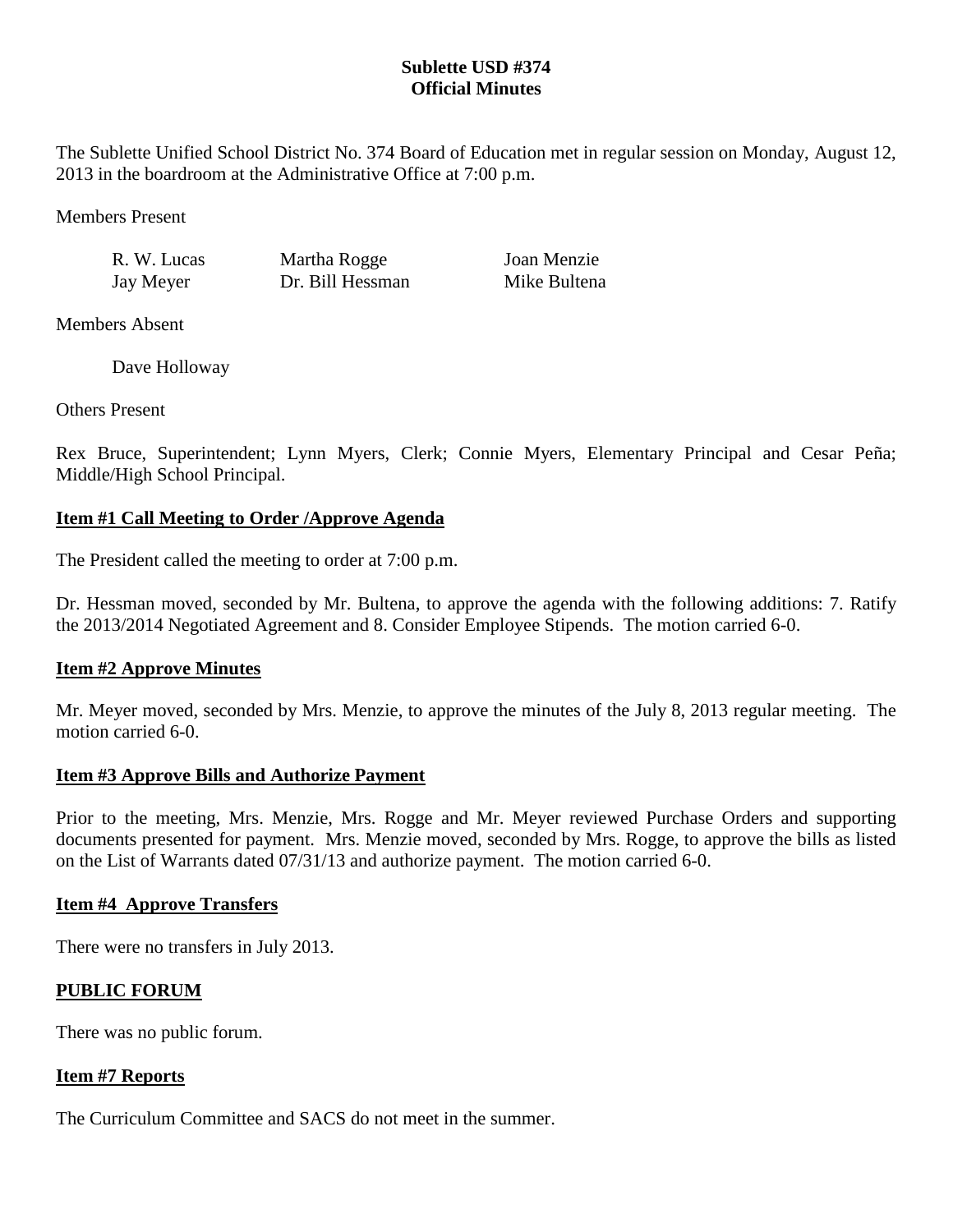# Sublette USD #374
## Official Minutes

The Sublette Unified School District No. 374 Board of Education met in regular session on Monday, August 12, 2013 in the boardroom at the Administrative Office at 7:00 p.m.

Members Present

| | | |
|---|---|---|
| R. W. Lucas | Martha Rogge | Joan Menzie |
| Jay Meyer | Dr. Bill Hessman | Mike Bultena |

Members Absent

Dave Holloway

Others Present

Rex Bruce, Superintendent; Lynn Myers, Clerk; Connie Myers, Elementary Principal and Cesar Peña; Middle/High School Principal.

**Item #1 Call Meeting to Order /Approve Agenda**

The President called the meeting to order at 7:00 p.m.

Dr. Hessman moved, seconded by Mr. Bultena, to approve the agenda with the following additions: 7. Ratify the 2013/2014 Negotiated Agreement and 8. Consider Employee Stipends. The motion carried 6-0.

**Item #2 Approve Minutes**

Mr. Meyer moved, seconded by Mrs. Menzie, to approve the minutes of the July 8, 2013 regular meeting. The motion carried 6-0.

**Item #3 Approve Bills and Authorize Payment**

Prior to the meeting, Mrs. Menzie, Mrs. Rogge and Mr. Meyer reviewed Purchase Orders and supporting documents presented for payment. Mrs. Menzie moved, seconded by Mrs. Rogge, to approve the bills as listed on the List of Warrants dated 07/31/13 and authorize payment. The motion carried 6-0.

**Item #4 Approve Transfers**

There were no transfers in July 2013.

**PUBLIC FORUM**

There was no public forum.

**Item #7 Reports**

The Curriculum Committee and SACS do not meet in the summer.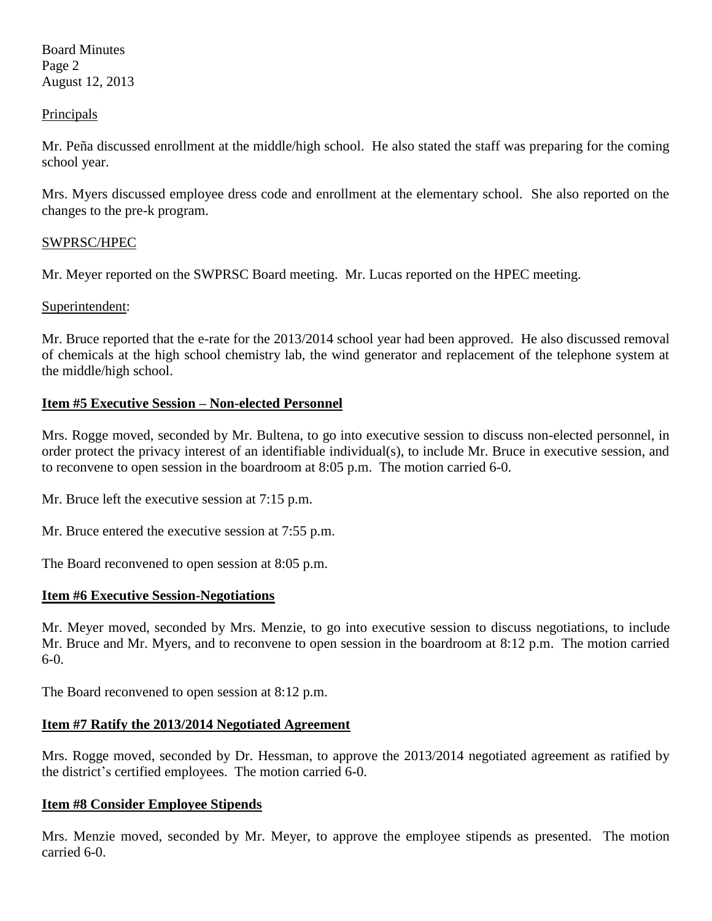Principals

Mr. Peña discussed enrollment at the middle/high school. He also stated the staff was preparing for the coming school year.

Mrs. Myers discussed employee dress code and enrollment at the elementary school. She also reported on the changes to the pre-k program.

SWPRSC/HPEC

Mr. Meyer reported on the SWPRSC Board meeting. Mr. Lucas reported on the HPEC meeting.

Superintendent:

Mr. Bruce reported that the e-rate for the 2013/2014 school year had been approved. He also discussed removal of chemicals at the high school chemistry lab, the wind generator and replacement of the telephone system at the middle/high school.

**Item #5 Executive Session – Non-elected Personnel**

Mrs. Rogge moved, seconded by Mr. Bultena, to go into executive session to discuss non-elected personnel, in order protect the privacy interest of an identifiable individual(s), to include Mr. Bruce in executive session, and to reconvene to open session in the boardroom at 8:05 p.m. The motion carried 6-0.

Mr. Bruce left the executive session at 7:15 p.m.

Mr. Bruce entered the executive session at 7:55 p.m.

The Board reconvened to open session at 8:05 p.m.

**Item #6 Executive Session-Negotiations**

Mr. Meyer moved, seconded by Mrs. Menzie, to go into executive session to discuss negotiations, to include Mr. Bruce and Mr. Myers, and to reconvene to open session in the boardroom at 8:12 p.m. The motion carried 6-0.

The Board reconvened to open session at 8:12 p.m.

**Item #7 Ratify the 2013/2014 Negotiated Agreement**

Mrs. Rogge moved, seconded by Dr. Hessman, to approve the 2013/2014 negotiated agreement as ratified by the district's certified employees. The motion carried 6-0.

**Item #8 Consider Employee Stipends**

Mrs. Menzie moved, seconded by Mr. Meyer, to approve the employee stipends as presented. The motion carried 6-0.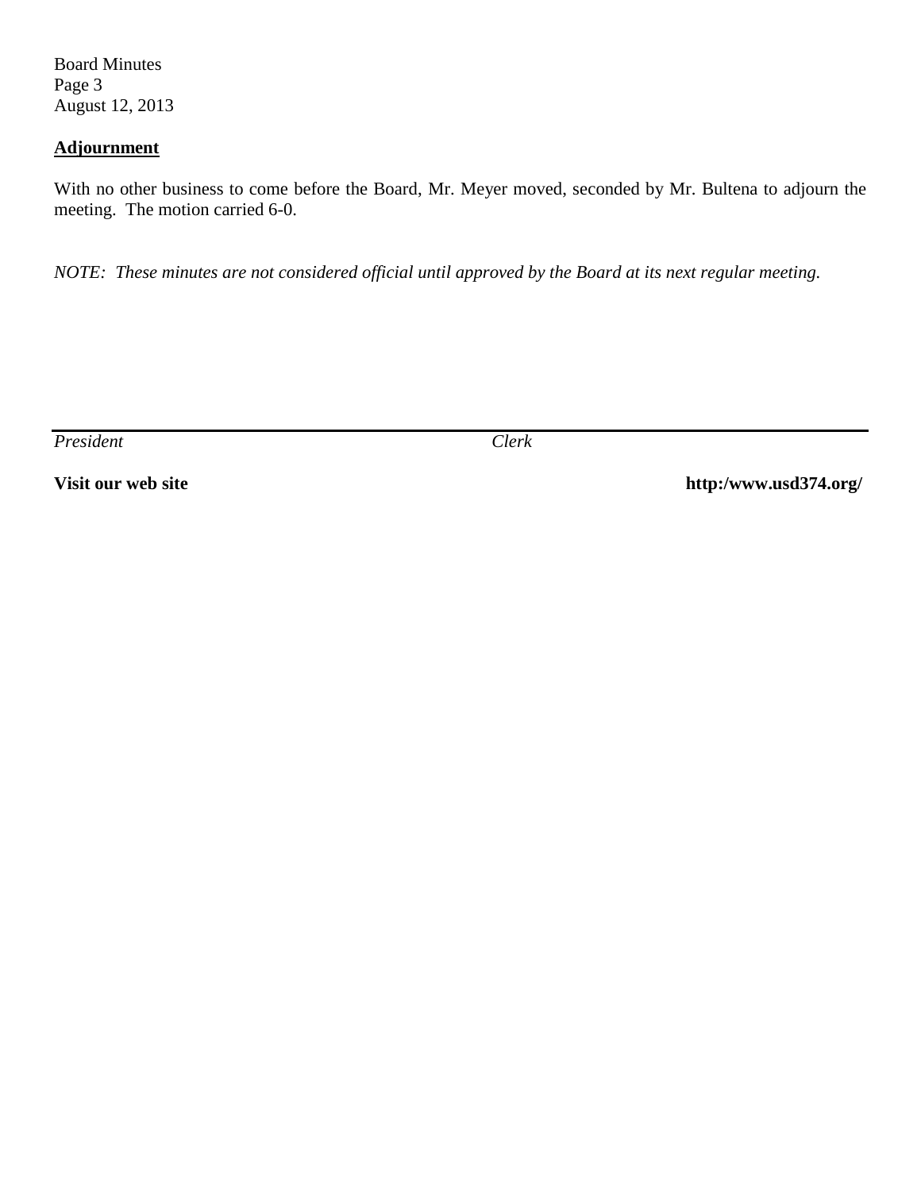## Adjournment

With no other business to come before the Board, Mr. Meyer moved, seconded by Mr. Bultena to adjourn the meeting. The motion carried 6-0.

*NOTE: These minutes are not considered official until approved by the Board at its next regular meeting.*

*President* *Clerk*

**Visit our web site** **http:/www.usd374.org/**